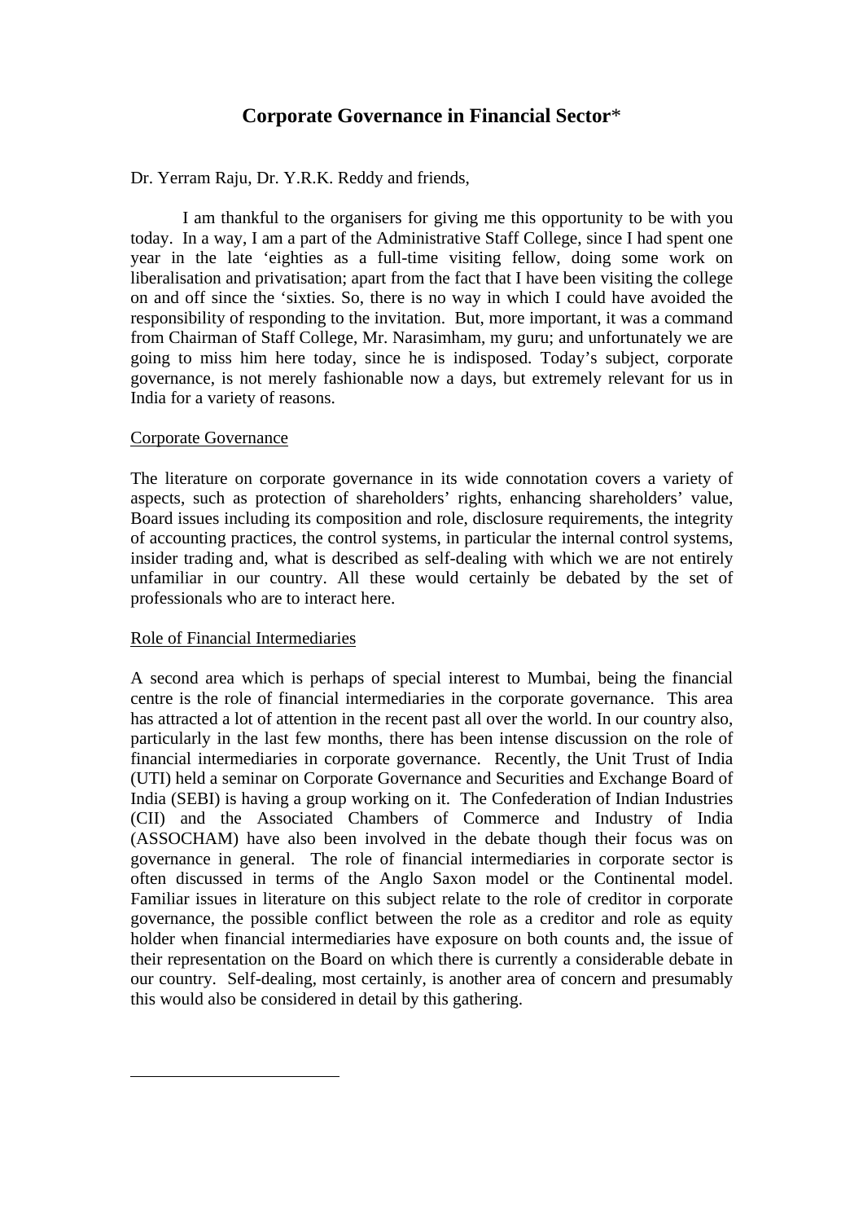# Corporate Governance in Financial Sector*

Dr. Yerram Raju, Dr. Y.R.K. Reddy and friends,

I am thankful to the organisers for giving me this opportunity to be with you today. In a way, I am a part of the Administrative Staff College, since I had spent one year in the late 'eighties as a full-time visiting fellow, doing some work on liberalisation and privatisation; apart from the fact that I have been visiting the college on and off since the 'sixties. So, there is no way in which I could have avoided the responsibility of responding to the invitation. But, more important, it was a command from Chairman of Staff College, Mr. Narasimham, my guru; and unfortunately we are going to miss him here today, since he is indisposed. Today's subject, corporate governance, is not merely fashionable now a days, but extremely relevant for us in India for a variety of reasons.

## Corporate Governance

The literature on corporate governance in its wide connotation covers a variety of aspects, such as protection of shareholders' rights, enhancing shareholders' value, Board issues including its composition and role, disclosure requirements, the integrity of accounting practices, the control systems, in particular the internal control systems, insider trading and, what is described as self-dealing with which we are not entirely unfamiliar in our country. All these would certainly be debated by the set of professionals who are to interact here.

## Role of Financial Intermediaries

A second area which is perhaps of special interest to Mumbai, being the financial centre is the role of financial intermediaries in the corporate governance. This area has attracted a lot of attention in the recent past all over the world. In our country also, particularly in the last few months, there has been intense discussion on the role of financial intermediaries in corporate governance. Recently, the Unit Trust of India (UTI) held a seminar on Corporate Governance and Securities and Exchange Board of India (SEBI) is having a group working on it. The Confederation of Indian Industries (CII) and the Associated Chambers of Commerce and Industry of India (ASSOCHAM) have also been involved in the debate though their focus was on governance in general. The role of financial intermediaries in corporate sector is often discussed in terms of the Anglo Saxon model or the Continental model. Familiar issues in literature on this subject relate to the role of creditor in corporate governance, the possible conflict between the role as a creditor and role as equity holder when financial intermediaries have exposure on both counts and, the issue of their representation on the Board on which there is currently a considerable debate in our country. Self-dealing, most certainly, is another area of concern and presumably this would also be considered in detail by this gathering.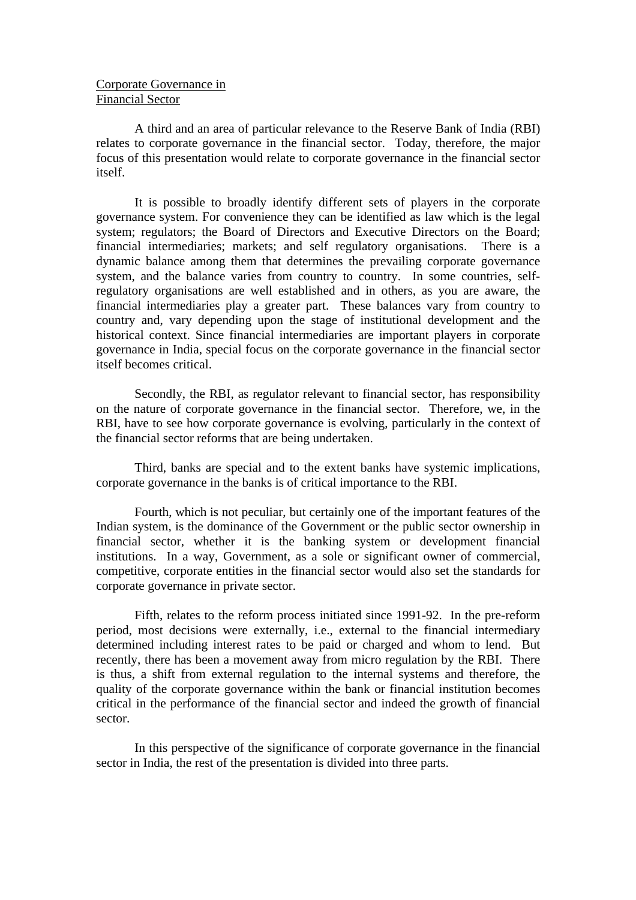## Corporate Governance in Financial Sector

A third and an area of particular relevance to the Reserve Bank of India (RBI) relates to corporate governance in the financial sector. Today, therefore, the major focus of this presentation would relate to corporate governance in the financial sector itself.

It is possible to broadly identify different sets of players in the corporate governance system. For convenience they can be identified as law which is the legal system; regulators; the Board of Directors and Executive Directors on the Board; financial intermediaries; markets; and self regulatory organisations. There is a dynamic balance among them that determines the prevailing corporate governance system, and the balance varies from country to country. In some countries, self-regulatory organisations are well established and in others, as you are aware, the financial intermediaries play a greater part. These balances vary from country to country and, vary depending upon the stage of institutional development and the historical context. Since financial intermediaries are important players in corporate governance in India, special focus on the corporate governance in the financial sector itself becomes critical.

Secondly, the RBI, as regulator relevant to financial sector, has responsibility on the nature of corporate governance in the financial sector. Therefore, we, in the RBI, have to see how corporate governance is evolving, particularly in the context of the financial sector reforms that are being undertaken.

Third, banks are special and to the extent banks have systemic implications, corporate governance in the banks is of critical importance to the RBI.

Fourth, which is not peculiar, but certainly one of the important features of the Indian system, is the dominance of the Government or the public sector ownership in financial sector, whether it is the banking system or development financial institutions. In a way, Government, as a sole or significant owner of commercial, competitive, corporate entities in the financial sector would also set the standards for corporate governance in private sector.

Fifth, relates to the reform process initiated since 1991-92. In the pre-reform period, most decisions were externally, i.e., external to the financial intermediary determined including interest rates to be paid or charged and whom to lend. But recently, there has been a movement away from micro regulation by the RBI. There is thus, a shift from external regulation to the internal systems and therefore, the quality of the corporate governance within the bank or financial institution becomes critical in the performance of the financial sector and indeed the growth of financial sector.

In this perspective of the significance of corporate governance in the financial sector in India, the rest of the presentation is divided into three parts.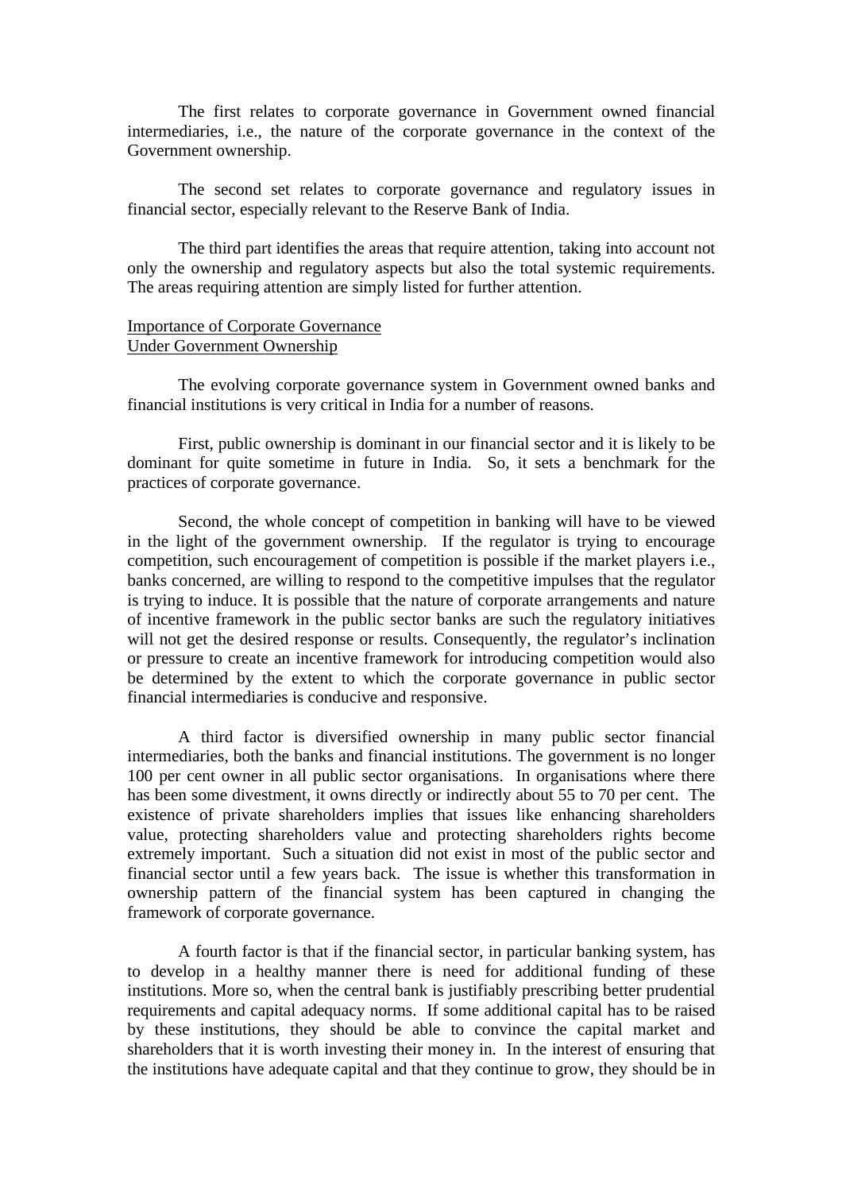The first relates to corporate governance in Government owned financial intermediaries, i.e., the nature of the corporate governance in the context of the Government ownership.

The second set relates to corporate governance and regulatory issues in financial sector, especially relevant to the Reserve Bank of India.

The third part identifies the areas that require attention, taking into account not only the ownership and regulatory aspects but also the total systemic requirements. The areas requiring attention are simply listed for further attention.

## Importance of Corporate Governance Under Government Ownership

The evolving corporate governance system in Government owned banks and financial institutions is very critical in India for a number of reasons.

First, public ownership is dominant in our financial sector and it is likely to be dominant for quite sometime in future in India. So, it sets a benchmark for the practices of corporate governance.

Second, the whole concept of competition in banking will have to be viewed in the light of the government ownership. If the regulator is trying to encourage competition, such encouragement of competition is possible if the market players i.e., banks concerned, are willing to respond to the competitive impulses that the regulator is trying to induce. It is possible that the nature of corporate arrangements and nature of incentive framework in the public sector banks are such the regulatory initiatives will not get the desired response or results. Consequently, the regulator's inclination or pressure to create an incentive framework for introducing competition would also be determined by the extent to which the corporate governance in public sector financial intermediaries is conducive and responsive.

A third factor is diversified ownership in many public sector financial intermediaries, both the banks and financial institutions. The government is no longer 100 per cent owner in all public sector organisations. In organisations where there has been some divestment, it owns directly or indirectly about 55 to 70 per cent. The existence of private shareholders implies that issues like enhancing shareholders value, protecting shareholders value and protecting shareholders rights become extremely important. Such a situation did not exist in most of the public sector and financial sector until a few years back. The issue is whether this transformation in ownership pattern of the financial system has been captured in changing the framework of corporate governance.

A fourth factor is that if the financial sector, in particular banking system, has to develop in a healthy manner there is need for additional funding of these institutions. More so, when the central bank is justifiably prescribing better prudential requirements and capital adequacy norms. If some additional capital has to be raised by these institutions, they should be able to convince the capital market and shareholders that it is worth investing their money in. In the interest of ensuring that the institutions have adequate capital and that they continue to grow, they should be in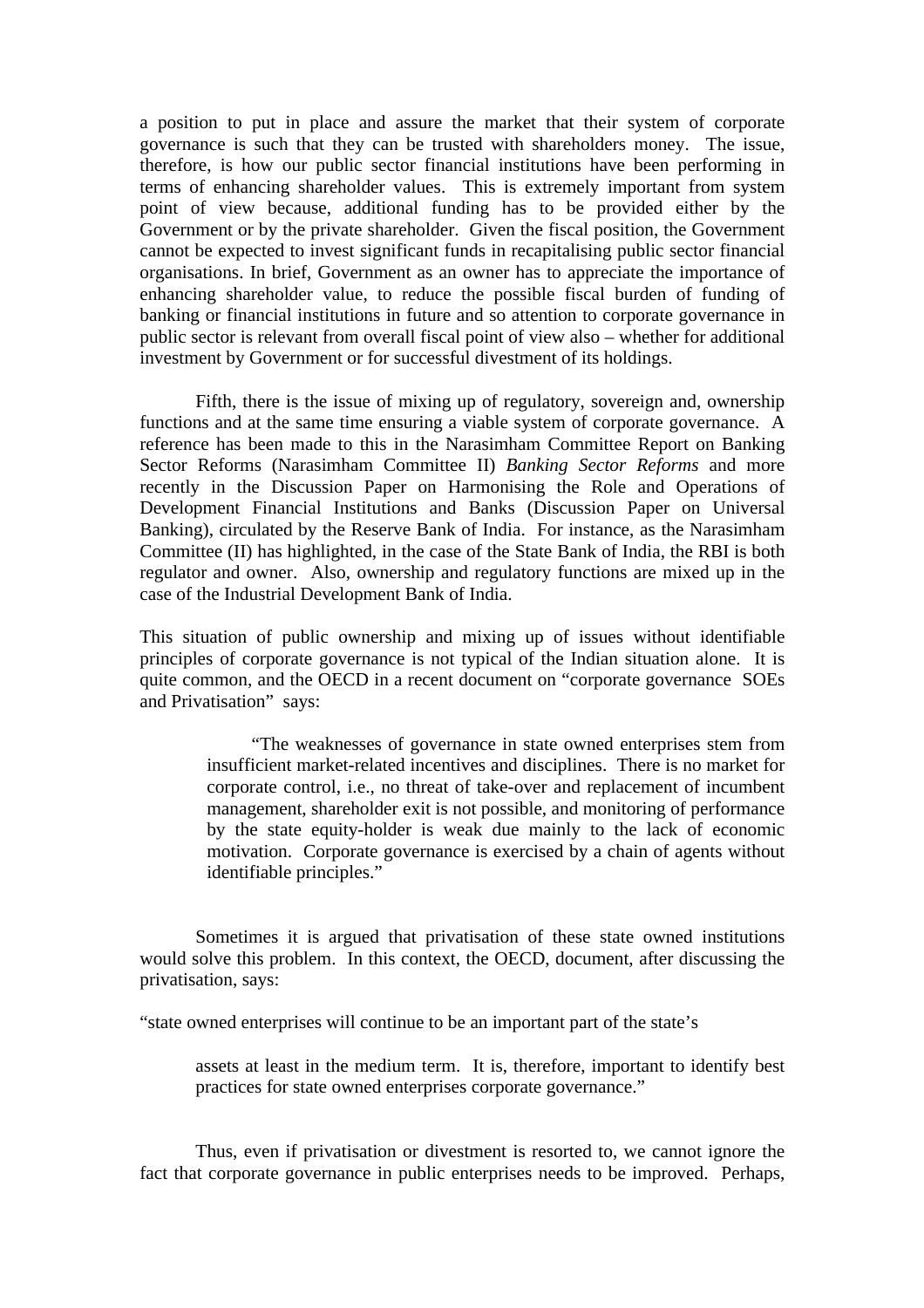a position to put in place and assure the market that their system of corporate governance is such that they can be trusted with shareholders money. The issue, therefore, is how our public sector financial institutions have been performing in terms of enhancing shareholder values. This is extremely important from system point of view because, additional funding has to be provided either by the Government or by the private shareholder. Given the fiscal position, the Government cannot be expected to invest significant funds in recapitalising public sector financial organisations. In brief, Government as an owner has to appreciate the importance of enhancing shareholder value, to reduce the possible fiscal burden of funding of banking or financial institutions in future and so attention to corporate governance in public sector is relevant from overall fiscal point of view also – whether for additional investment by Government or for successful divestment of its holdings.

Fifth, there is the issue of mixing up of regulatory, sovereign and, ownership functions and at the same time ensuring a viable system of corporate governance. A reference has been made to this in the Narasimham Committee Report on Banking Sector Reforms (Narasimham Committee II) *Banking Sector Reforms* and more recently in the Discussion Paper on Harmonising the Role and Operations of Development Financial Institutions and Banks (Discussion Paper on Universal Banking), circulated by the Reserve Bank of India. For instance, as the Narasimham Committee (II) has highlighted, in the case of the State Bank of India, the RBI is both regulator and owner. Also, ownership and regulatory functions are mixed up in the case of the Industrial Development Bank of India.

This situation of public ownership and mixing up of issues without identifiable principles of corporate governance is not typical of the Indian situation alone. It is quite common, and the OECD in a recent document on "corporate governance SOEs and Privatisation" says:

> "The weaknesses of governance in state owned enterprises stem from insufficient market-related incentives and disciplines. There is no market for corporate control, i.e., no threat of take-over and replacement of incumbent management, shareholder exit is not possible, and monitoring of performance by the state equity-holder is weak due mainly to the lack of economic motivation. Corporate governance is exercised by a chain of agents without identifiable principles."

Sometimes it is argued that privatisation of these state owned institutions would solve this problem. In this context, the OECD, document, after discussing the privatisation, says:

> "state owned enterprises will continue to be an important part of the state's assets at least in the medium term. It is, therefore, important to identify best practices for state owned enterprises corporate governance."

Thus, even if privatisation or divestment is resorted to, we cannot ignore the fact that corporate governance in public enterprises needs to be improved. Perhaps,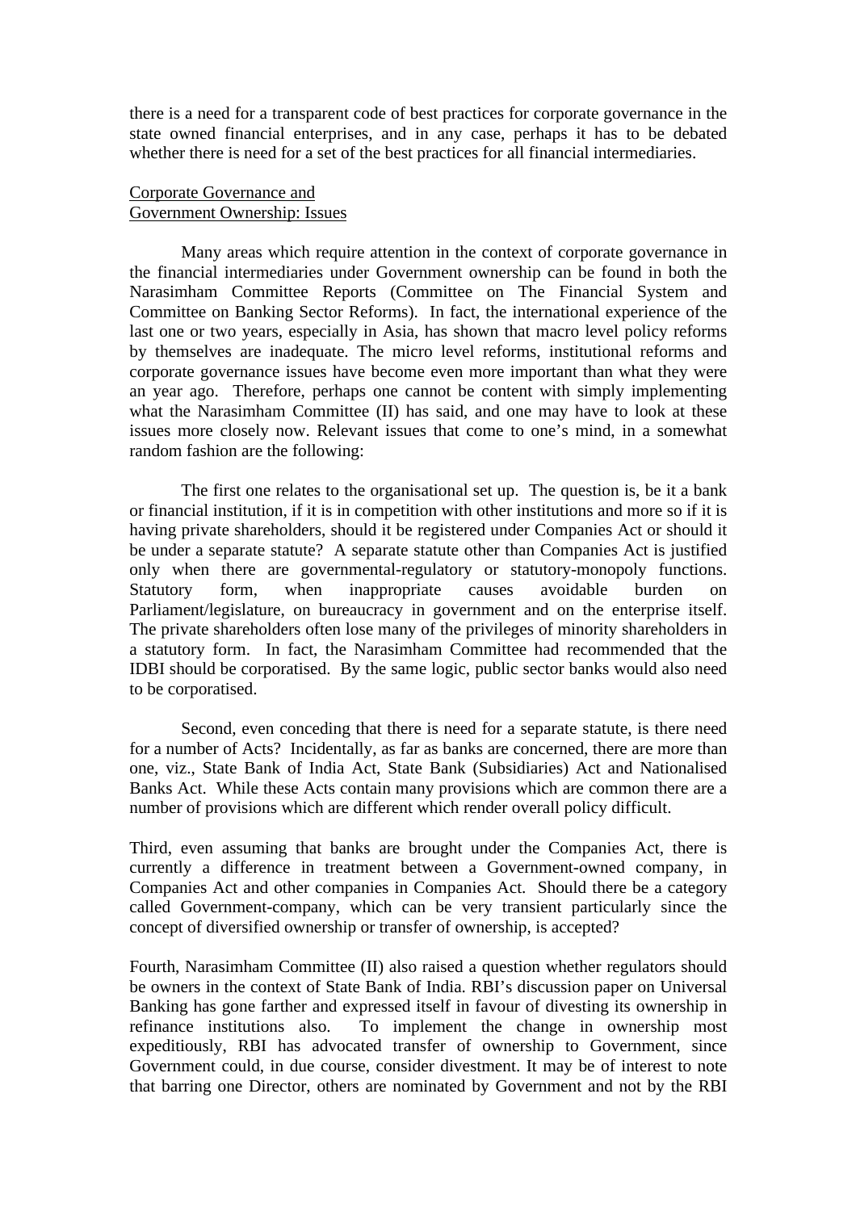there is a need for a transparent code of best practices for corporate governance in the state owned financial enterprises, and in any case, perhaps it has to be debated whether there is need for a set of the best practices for all financial intermediaries.

<u>Corporate Governance and
Government Ownership: Issues</u>

Many areas which require attention in the context of corporate governance in the financial intermediaries under Government ownership can be found in both the Narasimham Committee Reports (Committee on The Financial System and Committee on Banking Sector Reforms). In fact, the international experience of the last one or two years, especially in Asia, has shown that macro level policy reforms by themselves are inadequate. The micro level reforms, institutional reforms and corporate governance issues have become even more important than what they were an year ago. Therefore, perhaps one cannot be content with simply implementing what the Narasimham Committee (II) has said, and one may have to look at these issues more closely now. Relevant issues that come to one's mind, in a somewhat random fashion are the following:

The first one relates to the organisational set up. The question is, be it a bank or financial institution, if it is in competition with other institutions and more so if it is having private shareholders, should it be registered under Companies Act or should it be under a separate statute? A separate statute other than Companies Act is justified only when there are governmental-regulatory or statutory-monopoly functions. Statutory form, when inappropriate causes avoidable burden on Parliament/legislature, on bureaucracy in government and on the enterprise itself. The private shareholders often lose many of the privileges of minority shareholders in a statutory form. In fact, the Narasimham Committee had recommended that the IDBI should be corporatised. By the same logic, public sector banks would also need to be corporatised.

Second, even conceding that there is need for a separate statute, is there need for a number of Acts? Incidentally, as far as banks are concerned, there are more than one, viz., State Bank of India Act, State Bank (Subsidiaries) Act and Nationalised Banks Act. While these Acts contain many provisions which are common there are a number of provisions which are different which render overall policy difficult.

Third, even assuming that banks are brought under the Companies Act, there is currently a difference in treatment between a Government-owned company, in Companies Act and other companies in Companies Act. Should there be a category called Government-company, which can be very transient particularly since the concept of diversified ownership or transfer of ownership, is accepted?

Fourth, Narasimham Committee (II) also raised a question whether regulators should be owners in the context of State Bank of India. RBI's discussion paper on Universal Banking has gone farther and expressed itself in favour of divesting its ownership in refinance institutions also. To implement the change in ownership most expeditiously, RBI has advocated transfer of ownership to Government, since Government could, in due course, consider divestment. It may be of interest to note that barring one Director, others are nominated by Government and not by the RBI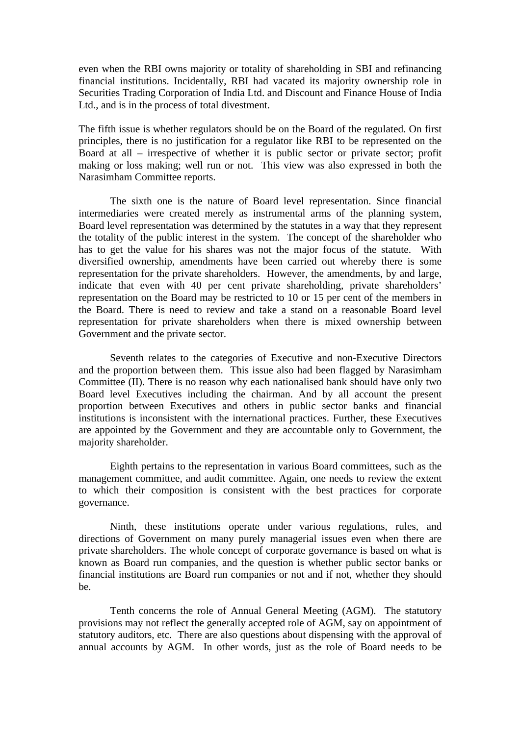even when the RBI owns majority or totality of shareholding in SBI and refinancing financial institutions. Incidentally, RBI had vacated its majority ownership role in Securities Trading Corporation of India Ltd. and Discount and Finance House of India Ltd., and is in the process of total divestment.

The fifth issue is whether regulators should be on the Board of the regulated. On first principles, there is no justification for a regulator like RBI to be represented on the Board at all – irrespective of whether it is public sector or private sector; profit making or loss making; well run or not. This view was also expressed in both the Narasimham Committee reports.

The sixth one is the nature of Board level representation. Since financial intermediaries were created merely as instrumental arms of the planning system, Board level representation was determined by the statutes in a way that they represent the totality of the public interest in the system. The concept of the shareholder who has to get the value for his shares was not the major focus of the statute. With diversified ownership, amendments have been carried out whereby there is some representation for the private shareholders. However, the amendments, by and large, indicate that even with 40 per cent private shareholding, private shareholders' representation on the Board may be restricted to 10 or 15 per cent of the members in the Board. There is need to review and take a stand on a reasonable Board level representation for private shareholders when there is mixed ownership between Government and the private sector.

Seventh relates to the categories of Executive and non-Executive Directors and the proportion between them. This issue also had been flagged by Narasimham Committee (II). There is no reason why each nationalised bank should have only two Board level Executives including the chairman. And by all account the present proportion between Executives and others in public sector banks and financial institutions is inconsistent with the international practices. Further, these Executives are appointed by the Government and they are accountable only to Government, the majority shareholder.

Eighth pertains to the representation in various Board committees, such as the management committee, and audit committee. Again, one needs to review the extent to which their composition is consistent with the best practices for corporate governance.

Ninth, these institutions operate under various regulations, rules, and directions of Government on many purely managerial issues even when there are private shareholders. The whole concept of corporate governance is based on what is known as Board run companies, and the question is whether public sector banks or financial institutions are Board run companies or not and if not, whether they should be.

Tenth concerns the role of Annual General Meeting (AGM). The statutory provisions may not reflect the generally accepted role of AGM, say on appointment of statutory auditors, etc. There are also questions about dispensing with the approval of annual accounts by AGM. In other words, just as the role of Board needs to be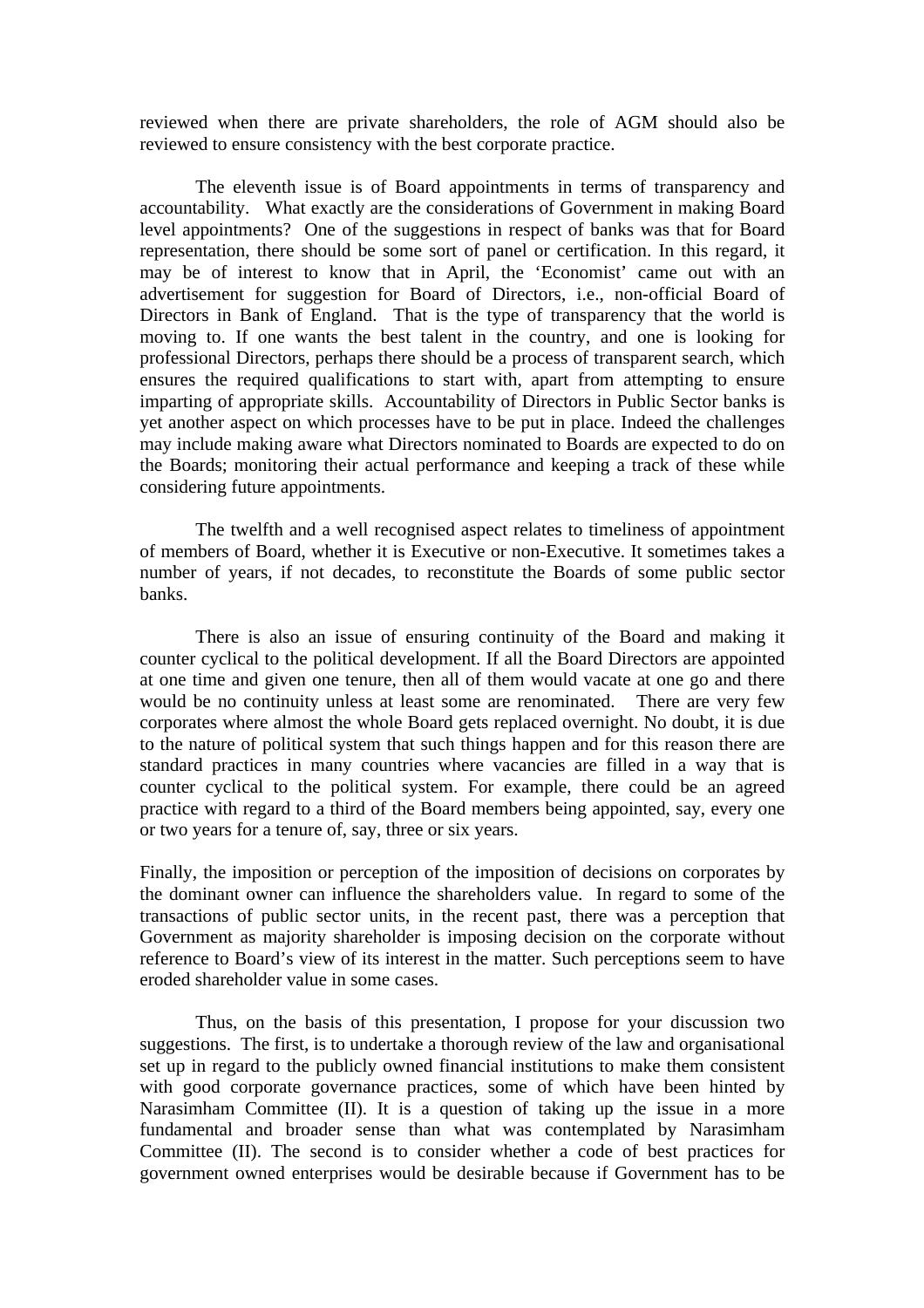reviewed when there are private shareholders, the role of AGM should also be reviewed to ensure consistency with the best corporate practice.

The eleventh issue is of Board appointments in terms of transparency and accountability. What exactly are the considerations of Government in making Board level appointments? One of the suggestions in respect of banks was that for Board representation, there should be some sort of panel or certification. In this regard, it may be of interest to know that in April, the 'Economist' came out with an advertisement for suggestion for Board of Directors, i.e., non-official Board of Directors in Bank of England. That is the type of transparency that the world is moving to. If one wants the best talent in the country, and one is looking for professional Directors, perhaps there should be a process of transparent search, which ensures the required qualifications to start with, apart from attempting to ensure imparting of appropriate skills. Accountability of Directors in Public Sector banks is yet another aspect on which processes have to be put in place. Indeed the challenges may include making aware what Directors nominated to Boards are expected to do on the Boards; monitoring their actual performance and keeping a track of these while considering future appointments.

The twelfth and a well recognised aspect relates to timeliness of appointment of members of Board, whether it is Executive or non-Executive. It sometimes takes a number of years, if not decades, to reconstitute the Boards of some public sector banks.

There is also an issue of ensuring continuity of the Board and making it counter cyclical to the political development. If all the Board Directors are appointed at one time and given one tenure, then all of them would vacate at one go and there would be no continuity unless at least some are renominated. There are very few corporates where almost the whole Board gets replaced overnight. No doubt, it is due to the nature of political system that such things happen and for this reason there are standard practices in many countries where vacancies are filled in a way that is counter cyclical to the political system. For example, there could be an agreed practice with regard to a third of the Board members being appointed, say, every one or two years for a tenure of, say, three or six years.

Finally, the imposition or perception of the imposition of decisions on corporates by the dominant owner can influence the shareholders value. In regard to some of the transactions of public sector units, in the recent past, there was a perception that Government as majority shareholder is imposing decision on the corporate without reference to Board's view of its interest in the matter. Such perceptions seem to have eroded shareholder value in some cases.

Thus, on the basis of this presentation, I propose for your discussion two suggestions. The first, is to undertake a thorough review of the law and organisational set up in regard to the publicly owned financial institutions to make them consistent with good corporate governance practices, some of which have been hinted by Narasimham Committee (II). It is a question of taking up the issue in a more fundamental and broader sense than what was contemplated by Narasimham Committee (II). The second is to consider whether a code of best practices for government owned enterprises would be desirable because if Government has to be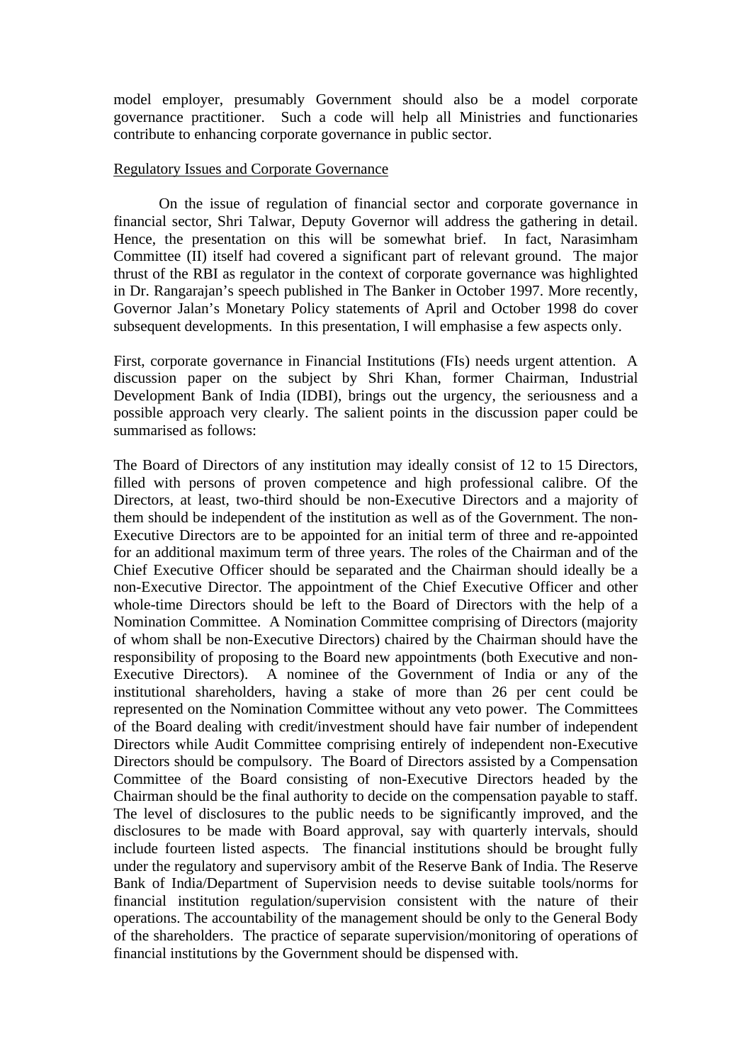model employer, presumably Government should also be a model corporate governance practitioner. Such a code will help all Ministries and functionaries contribute to enhancing corporate governance in public sector.

Regulatory Issues and Corporate Governance

On the issue of regulation of financial sector and corporate governance in financial sector, Shri Talwar, Deputy Governor will address the gathering in detail. Hence, the presentation on this will be somewhat brief. In fact, Narasimham Committee (II) itself had covered a significant part of relevant ground. The major thrust of the RBI as regulator in the context of corporate governance was highlighted in Dr. Rangarajan's speech published in The Banker in October 1997. More recently, Governor Jalan's Monetary Policy statements of April and October 1998 do cover subsequent developments. In this presentation, I will emphasise a few aspects only.

First, corporate governance in Financial Institutions (FIs) needs urgent attention. A discussion paper on the subject by Shri Khan, former Chairman, Industrial Development Bank of India (IDBI), brings out the urgency, the seriousness and a possible approach very clearly. The salient points in the discussion paper could be summarised as follows:

The Board of Directors of any institution may ideally consist of 12 to 15 Directors, filled with persons of proven competence and high professional calibre. Of the Directors, at least, two-third should be non-Executive Directors and a majority of them should be independent of the institution as well as of the Government. The non-Executive Directors are to be appointed for an initial term of three and re-appointed for an additional maximum term of three years. The roles of the Chairman and of the Chief Executive Officer should be separated and the Chairman should ideally be a non-Executive Director. The appointment of the Chief Executive Officer and other whole-time Directors should be left to the Board of Directors with the help of a Nomination Committee. A Nomination Committee comprising of Directors (majority of whom shall be non-Executive Directors) chaired by the Chairman should have the responsibility of proposing to the Board new appointments (both Executive and non-Executive Directors). A nominee of the Government of India or any of the institutional shareholders, having a stake of more than 26 per cent could be represented on the Nomination Committee without any veto power. The Committees of the Board dealing with credit/investment should have fair number of independent Directors while Audit Committee comprising entirely of independent non-Executive Directors should be compulsory. The Board of Directors assisted by a Compensation Committee of the Board consisting of non-Executive Directors headed by the Chairman should be the final authority to decide on the compensation payable to staff. The level of disclosures to the public needs to be significantly improved, and the disclosures to be made with Board approval, say with quarterly intervals, should include fourteen listed aspects. The financial institutions should be brought fully under the regulatory and supervisory ambit of the Reserve Bank of India. The Reserve Bank of India/Department of Supervision needs to devise suitable tools/norms for financial institution regulation/supervision consistent with the nature of their operations. The accountability of the management should be only to the General Body of the shareholders. The practice of separate supervision/monitoring of operations of financial institutions by the Government should be dispensed with.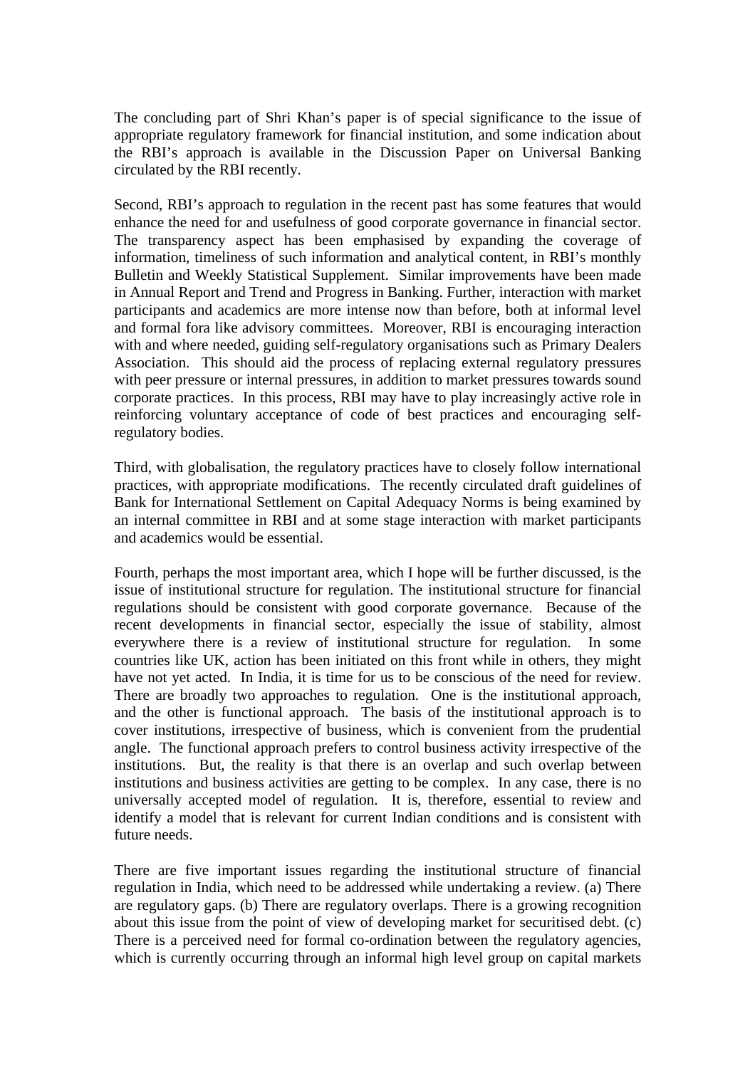The concluding part of Shri Khan's paper is of special significance to the issue of appropriate regulatory framework for financial institution, and some indication about the RBI's approach is available in the Discussion Paper on Universal Banking circulated by the RBI recently.

Second, RBI's approach to regulation in the recent past has some features that would enhance the need for and usefulness of good corporate governance in financial sector. The transparency aspect has been emphasised by expanding the coverage of information, timeliness of such information and analytical content, in RBI's monthly Bulletin and Weekly Statistical Supplement. Similar improvements have been made in Annual Report and Trend and Progress in Banking. Further, interaction with market participants and academics are more intense now than before, both at informal level and formal fora like advisory committees. Moreover, RBI is encouraging interaction with and where needed, guiding self-regulatory organisations such as Primary Dealers Association. This should aid the process of replacing external regulatory pressures with peer pressure or internal pressures, in addition to market pressures towards sound corporate practices. In this process, RBI may have to play increasingly active role in reinforcing voluntary acceptance of code of best practices and encouraging self-regulatory bodies.

Third, with globalisation, the regulatory practices have to closely follow international practices, with appropriate modifications. The recently circulated draft guidelines of Bank for International Settlement on Capital Adequacy Norms is being examined by an internal committee in RBI and at some stage interaction with market participants and academics would be essential.

Fourth, perhaps the most important area, which I hope will be further discussed, is the issue of institutional structure for regulation. The institutional structure for financial regulations should be consistent with good corporate governance. Because of the recent developments in financial sector, especially the issue of stability, almost everywhere there is a review of institutional structure for regulation. In some countries like UK, action has been initiated on this front while in others, they might have not yet acted. In India, it is time for us to be conscious of the need for review. There are broadly two approaches to regulation. One is the institutional approach, and the other is functional approach. The basis of the institutional approach is to cover institutions, irrespective of business, which is convenient from the prudential angle. The functional approach prefers to control business activity irrespective of the institutions. But, the reality is that there is an overlap and such overlap between institutions and business activities are getting to be complex. In any case, there is no universally accepted model of regulation. It is, therefore, essential to review and identify a model that is relevant for current Indian conditions and is consistent with future needs.

There are five important issues regarding the institutional structure of financial regulation in India, which need to be addressed while undertaking a review. (a) There are regulatory gaps. (b) There are regulatory overlaps. There is a growing recognition about this issue from the point of view of developing market for securitised debt. (c) There is a perceived need for formal co-ordination between the regulatory agencies, which is currently occurring through an informal high level group on capital markets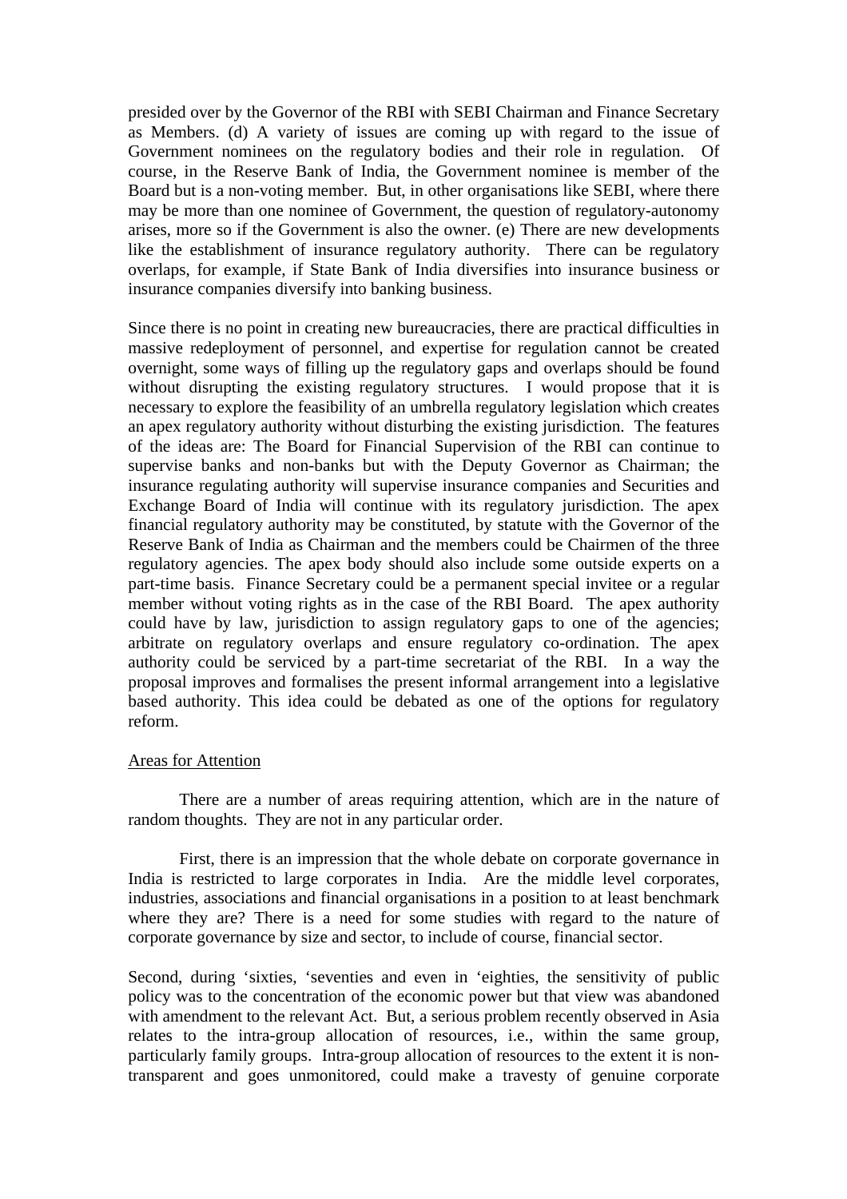presided over by the Governor of the RBI with SEBI Chairman and Finance Secretary as Members. (d) A variety of issues are coming up with regard to the issue of Government nominees on the regulatory bodies and their role in regulation. Of course, in the Reserve Bank of India, the Government nominee is member of the Board but is a non-voting member. But, in other organisations like SEBI, where there may be more than one nominee of Government, the question of regulatory-autonomy arises, more so if the Government is also the owner. (e) There are new developments like the establishment of insurance regulatory authority. There can be regulatory overlaps, for example, if State Bank of India diversifies into insurance business or insurance companies diversify into banking business.

Since there is no point in creating new bureaucracies, there are practical difficulties in massive redeployment of personnel, and expertise for regulation cannot be created overnight, some ways of filling up the regulatory gaps and overlaps should be found without disrupting the existing regulatory structures. I would propose that it is necessary to explore the feasibility of an umbrella regulatory legislation which creates an apex regulatory authority without disturbing the existing jurisdiction. The features of the ideas are: The Board for Financial Supervision of the RBI can continue to supervise banks and non-banks but with the Deputy Governor as Chairman; the insurance regulating authority will supervise insurance companies and Securities and Exchange Board of India will continue with its regulatory jurisdiction. The apex financial regulatory authority may be constituted, by statute with the Governor of the Reserve Bank of India as Chairman and the members could be Chairmen of the three regulatory agencies. The apex body should also include some outside experts on a part-time basis. Finance Secretary could be a permanent special invitee or a regular member without voting rights as in the case of the RBI Board. The apex authority could have by law, jurisdiction to assign regulatory gaps to one of the agencies; arbitrate on regulatory overlaps and ensure regulatory co-ordination. The apex authority could be serviced by a part-time secretariat of the RBI. In a way the proposal improves and formalises the present informal arrangement into a legislative based authority. This idea could be debated as one of the options for regulatory reform.

<u>Areas for Attention</u>

There are a number of areas requiring attention, which are in the nature of random thoughts. They are not in any particular order.

First, there is an impression that the whole debate on corporate governance in India is restricted to large corporates in India. Are the middle level corporates, industries, associations and financial organisations in a position to at least benchmark where they are? There is a need for some studies with regard to the nature of corporate governance by size and sector, to include of course, financial sector.

Second, during 'sixties, 'seventies and even in 'eighties, the sensitivity of public policy was to the concentration of the economic power but that view was abandoned with amendment to the relevant Act. But, a serious problem recently observed in Asia relates to the intra-group allocation of resources, i.e., within the same group, particularly family groups. Intra-group allocation of resources to the extent it is non-transparent and goes unmonitored, could make a travesty of genuine corporate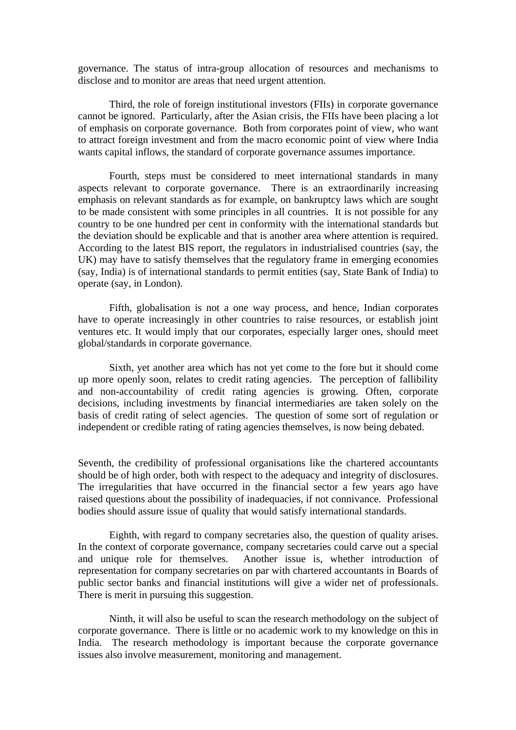governance. The status of intra-group allocation of resources and mechanisms to disclose and to monitor are areas that need urgent attention.

Third, the role of foreign institutional investors (FIIs) in corporate governance cannot be ignored. Particularly, after the Asian crisis, the FIIs have been placing a lot of emphasis on corporate governance. Both from corporates point of view, who want to attract foreign investment and from the macro economic point of view where India wants capital inflows, the standard of corporate governance assumes importance.

Fourth, steps must be considered to meet international standards in many aspects relevant to corporate governance. There is an extraordinarily increasing emphasis on relevant standards as for example, on bankruptcy laws which are sought to be made consistent with some principles in all countries. It is not possible for any country to be one hundred per cent in conformity with the international standards but the deviation should be explicable and that is another area where attention is required. According to the latest BIS report, the regulators in industrialised countries (say, the UK) may have to satisfy themselves that the regulatory frame in emerging economies (say, India) is of international standards to permit entities (say, State Bank of India) to operate (say, in London).

Fifth, globalisation is not a one way process, and hence, Indian corporates have to operate increasingly in other countries to raise resources, or establish joint ventures etc. It would imply that our corporates, especially larger ones, should meet global/standards in corporate governance.

Sixth, yet another area which has not yet come to the fore but it should come up more openly soon, relates to credit rating agencies. The perception of fallibility and non-accountability of credit rating agencies is growing. Often, corporate decisions, including investments by financial intermediaries are taken solely on the basis of credit rating of select agencies. The question of some sort of regulation or independent or credible rating of rating agencies themselves, is now being debated.

Seventh, the credibility of professional organisations like the chartered accountants should be of high order, both with respect to the adequacy and integrity of disclosures. The irregularities that have occurred in the financial sector a few years ago have raised questions about the possibility of inadequacies, if not connivance. Professional bodies should assure issue of quality that would satisfy international standards.

Eighth, with regard to company secretaries also, the question of quality arises. In the context of corporate governance, company secretaries could carve out a special and unique role for themselves. Another issue is, whether introduction of representation for company secretaries on par with chartered accountants in Boards of public sector banks and financial institutions will give a wider net of professionals. There is merit in pursuing this suggestion.

Ninth, it will also be useful to scan the research methodology on the subject of corporate governance. There is little or no academic work to my knowledge on this in India. The research methodology is important because the corporate governance issues also involve measurement, monitoring and management.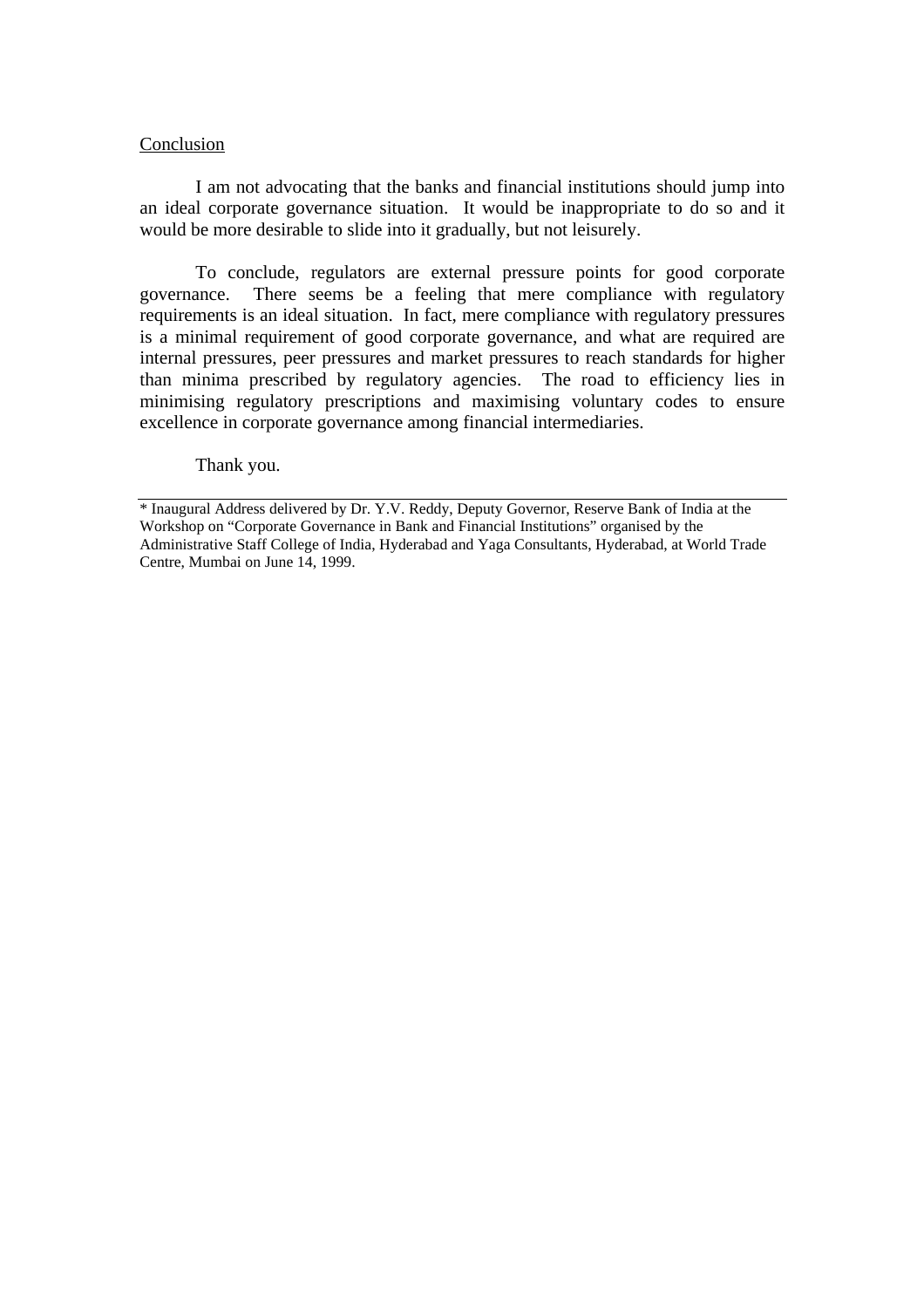<u>Conclusion</u>

I am not advocating that the banks and financial institutions should jump into an ideal corporate governance situation. It would be inappropriate to do so and it would be more desirable to slide into it gradually, but not leisurely.

To conclude, regulators are external pressure points for good corporate governance. There seems be a feeling that mere compliance with regulatory requirements is an ideal situation. In fact, mere compliance with regulatory pressures is a minimal requirement of good corporate governance, and what are required are internal pressures, peer pressures and market pressures to reach standards for higher than minima prescribed by regulatory agencies. The road to efficiency lies in minimising regulatory prescriptions and maximising voluntary codes to ensure excellence in corporate governance among financial intermediaries.

Thank you.

---

* Inaugural Address delivered by Dr. Y.V. Reddy, Deputy Governor, Reserve Bank of India at the Workshop on "Corporate Governance in Bank and Financial Institutions" organised by the Administrative Staff College of India, Hyderabad and Yaga Consultants, Hyderabad, at World Trade Centre, Mumbai on June 14, 1999.